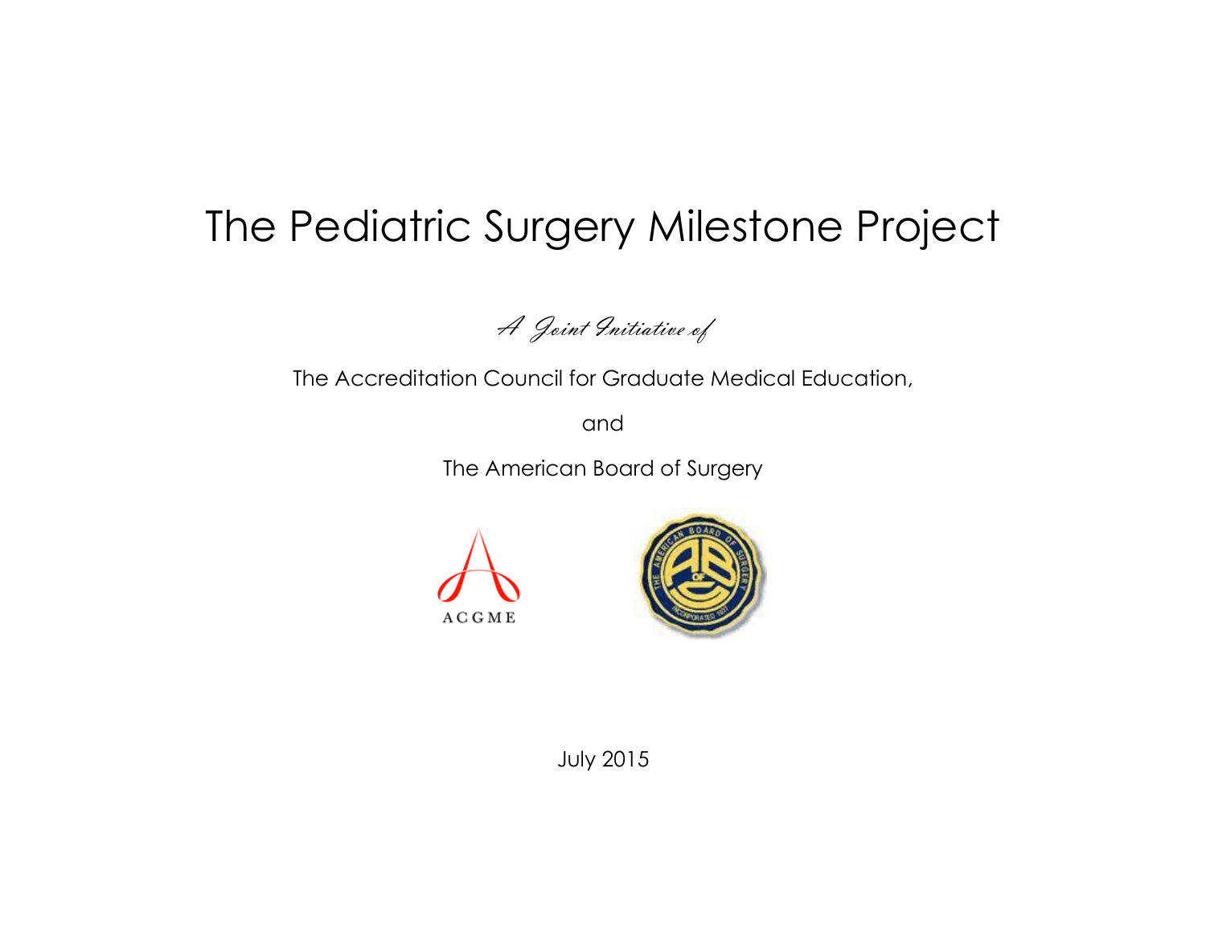# The Pediatric Surgery Milestone Project

*A Joint Initiative of*

The Accreditation Council for Graduate Medical Education,

and

The American Board of Surgery

July 2015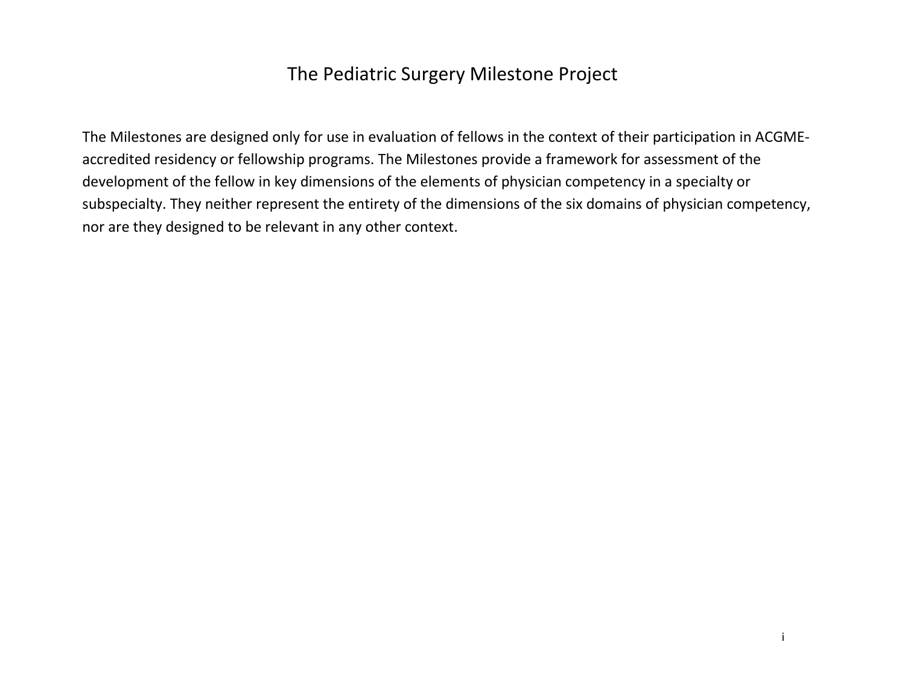# The Pediatric Surgery Milestone Project

The Milestones are designed only for use in evaluation of fellows in the context of their participation in ACGME-accredited residency or fellowship programs. The Milestones provide a framework for assessment of the development of the fellow in key dimensions of the elements of physician competency in a specialty or subspecialty. They neither represent the entirety of the dimensions of the six domains of physician competency, nor are they designed to be relevant in any other context.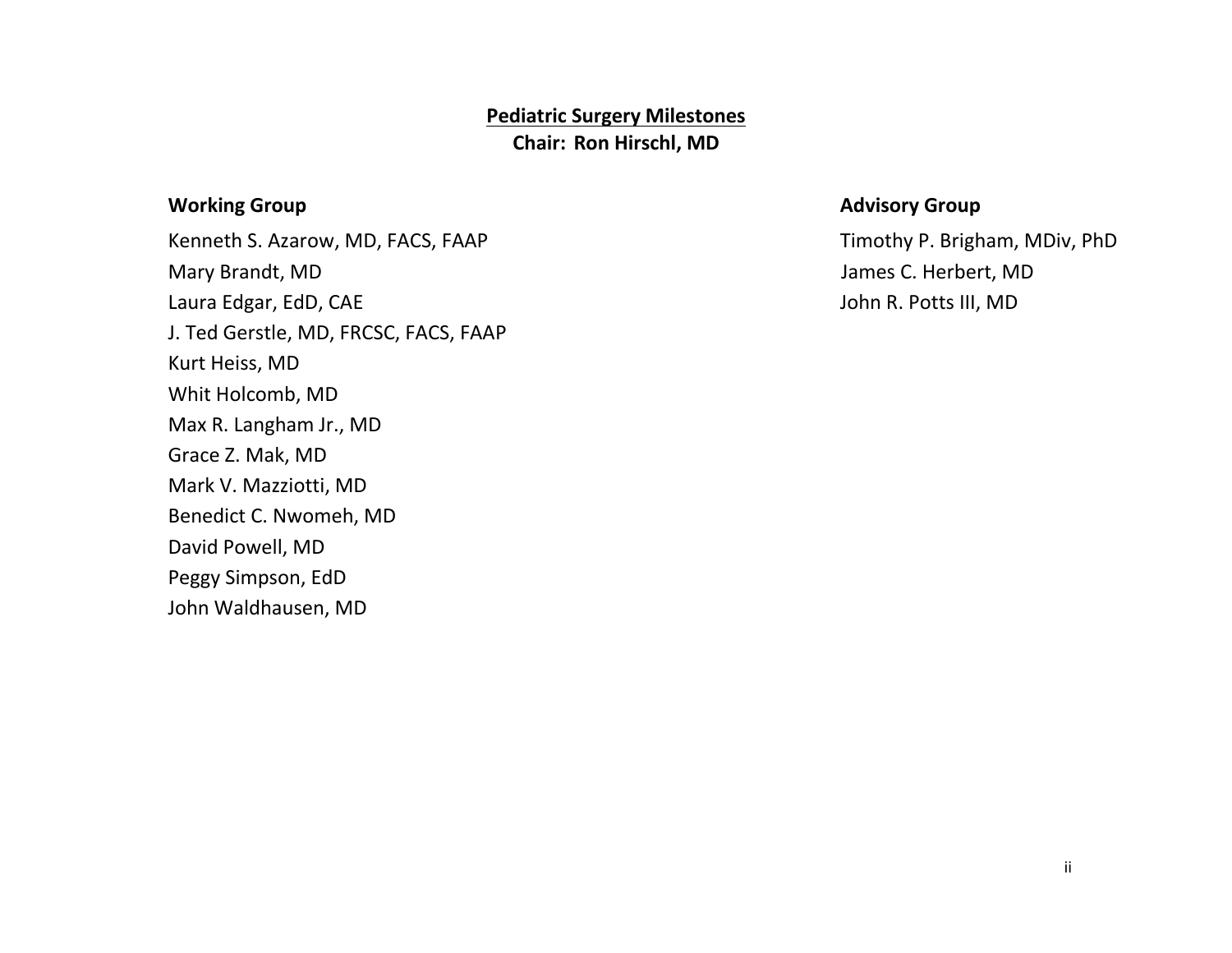# Pediatric Surgery Milestones

**Chair: Ron Hirschl, MD**

## Working Group

Kenneth S. Azarow, MD, FACS, FAAP
Mary Brandt, MD
Laura Edgar, EdD, CAE
J. Ted Gerstle, MD, FRCSC, FACS, FAAP
Kurt Heiss, MD
Whit Holcomb, MD
Max R. Langham Jr., MD
Grace Z. Mak, MD
Mark V. Mazziotti, MD
Benedict C. Nwomeh, MD
David Powell, MD
Peggy Simpson, EdD
John Waldhausen, MD

## Advisory Group

Timothy P. Brigham, MDiv, PhD
James C. Herbert, MD
John R. Potts III, MD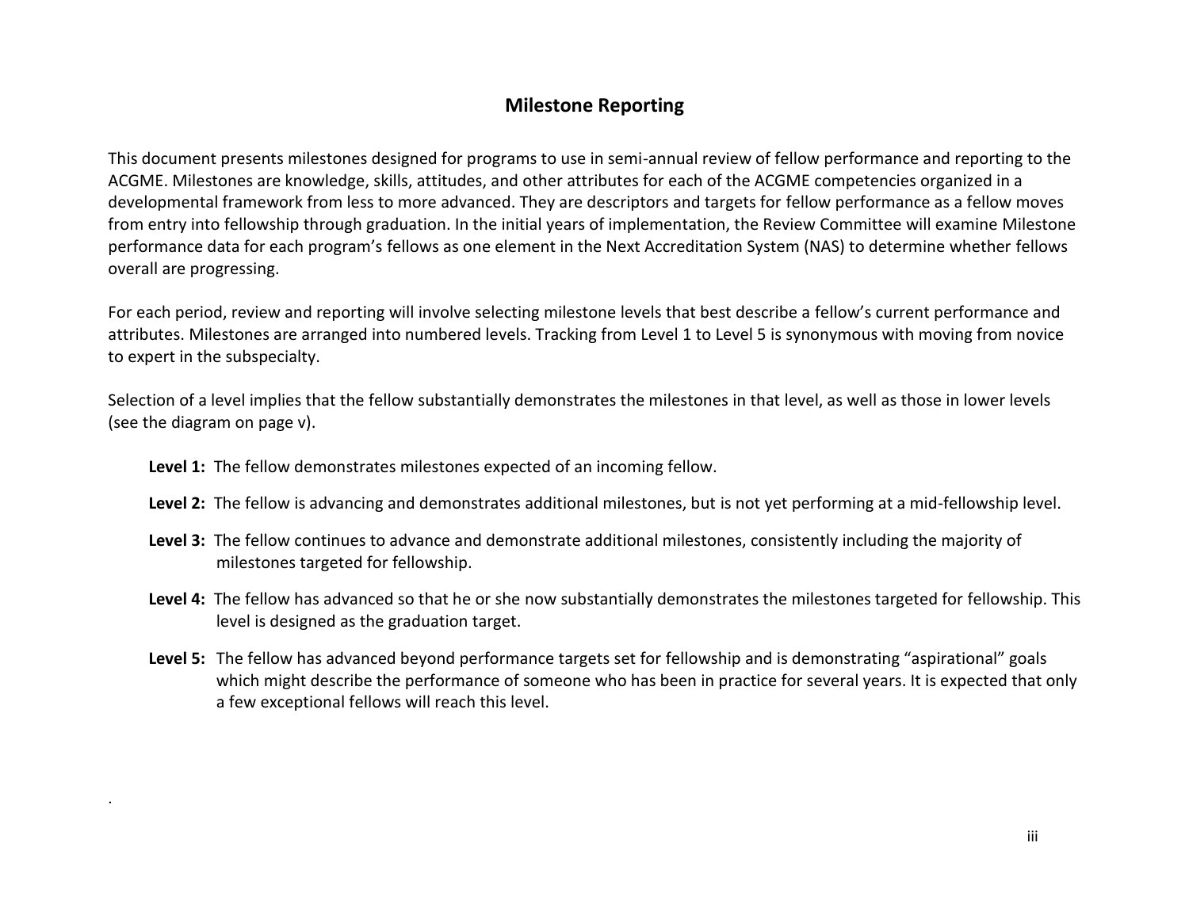## Milestone Reporting

This document presents milestones designed for programs to use in semi-annual review of fellow performance and reporting to the ACGME. Milestones are knowledge, skills, attitudes, and other attributes for each of the ACGME competencies organized in a developmental framework from less to more advanced. They are descriptors and targets for fellow performance as a fellow moves from entry into fellowship through graduation. In the initial years of implementation, the Review Committee will examine Milestone performance data for each program's fellows as one element in the Next Accreditation System (NAS) to determine whether fellows overall are progressing.

For each period, review and reporting will involve selecting milestone levels that best describe a fellow's current performance and attributes. Milestones are arranged into numbered levels. Tracking from Level 1 to Level 5 is synonymous with moving from novice to expert in the subspecialty.

Selection of a level implies that the fellow substantially demonstrates the milestones in that level, as well as those in lower levels (see the diagram on page v).

**Level 1:** The fellow demonstrates milestones expected of an incoming fellow.

**Level 2:** The fellow is advancing and demonstrates additional milestones, but is not yet performing at a mid-fellowship level.

**Level 3:** The fellow continues to advance and demonstrate additional milestones, consistently including the majority of milestones targeted for fellowship.

**Level 4:** The fellow has advanced so that he or she now substantially demonstrates the milestones targeted for fellowship. This level is designed as the graduation target.

**Level 5:** The fellow has advanced beyond performance targets set for fellowship and is demonstrating "aspirational" goals which might describe the performance of someone who has been in practice for several years. It is expected that only a few exceptional fellows will reach this level.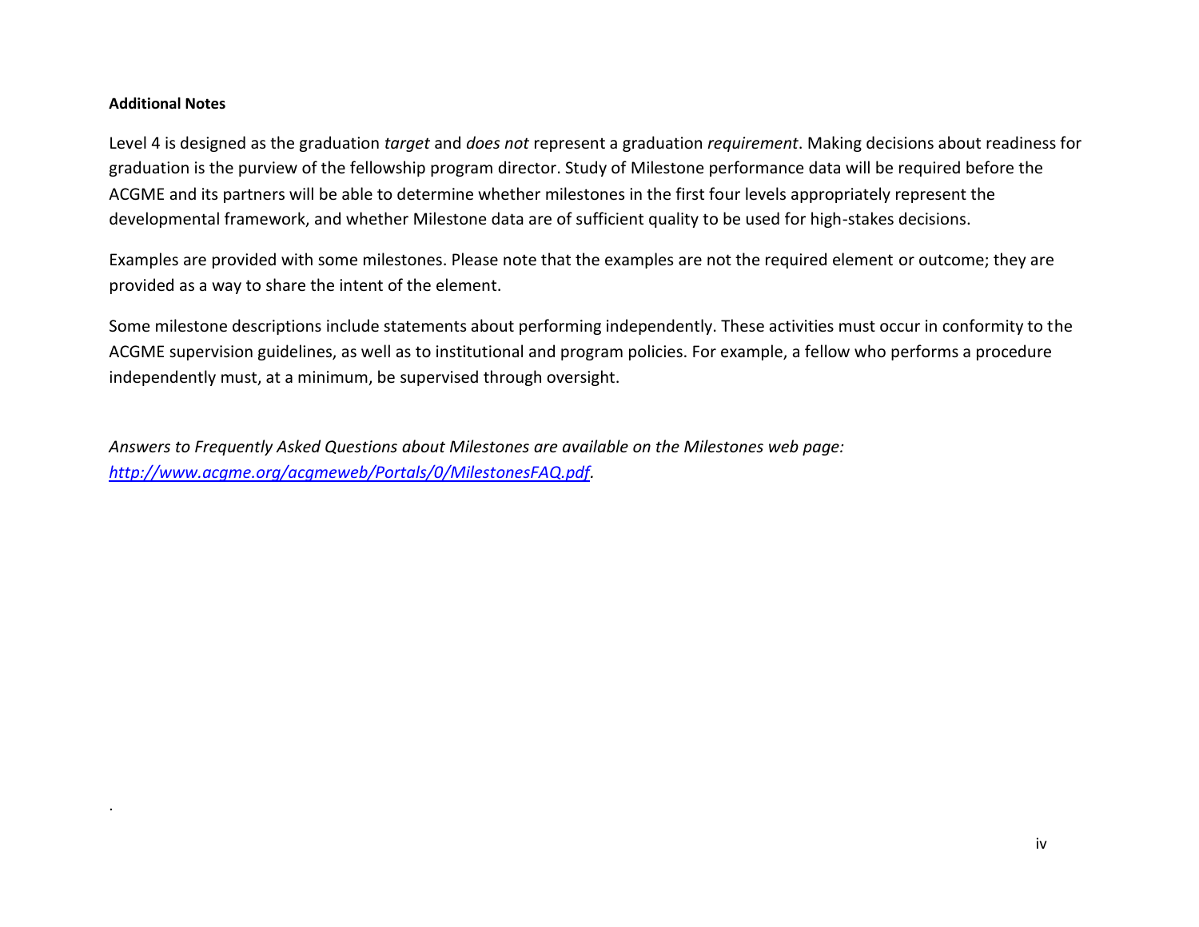**Additional Notes**

Level 4 is designed as the graduation *target* and *does not* represent a graduation *requirement*. Making decisions about readiness for graduation is the purview of the fellowship program director. Study of Milestone performance data will be required before the ACGME and its partners will be able to determine whether milestones in the first four levels appropriately represent the developmental framework, and whether Milestone data are of sufficient quality to be used for high-stakes decisions.

Examples are provided with some milestones. Please note that the examples are not the required element or outcome; they are provided as a way to share the intent of the element.

Some milestone descriptions include statements about performing independently. These activities must occur in conformity to the ACGME supervision guidelines, as well as to institutional and program policies. For example, a fellow who performs a procedure independently must, at a minimum, be supervised through oversight.

*Answers to Frequently Asked Questions about Milestones are available on the Milestones web page: [http://www.acgme.org/acgmeweb/Portals/0/MilestonesFAQ.pdf](http://www.acgme.org/acgmeweb/Portals/0/MilestonesFAQ.pdf).*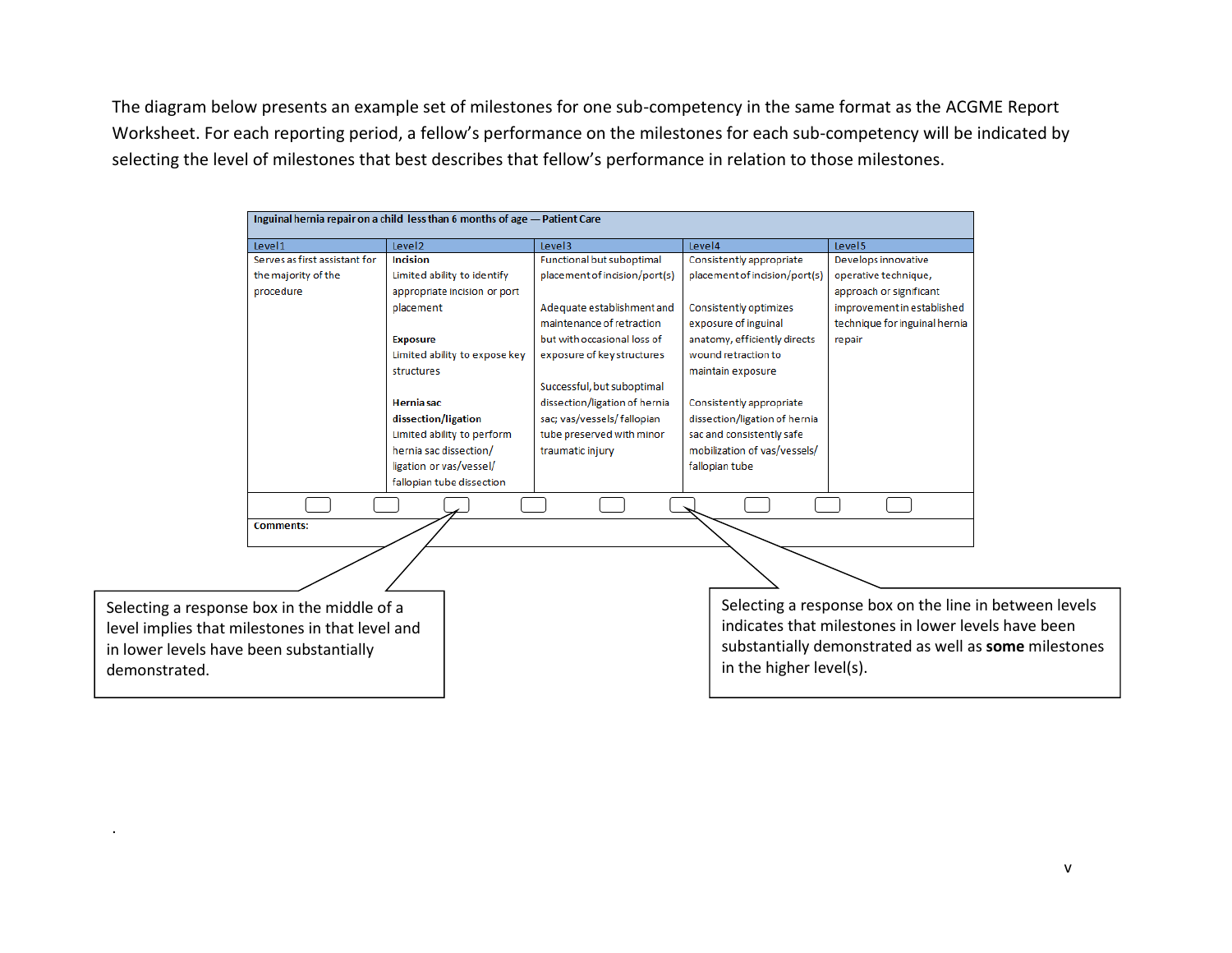The diagram below presents an example set of milestones for one sub-competency in the same format as the ACGME Report Worksheet. For each reporting period, a fellow's performance on the milestones for each sub-competency will be indicated by selecting the level of milestones that best describes that fellow's performance in relation to those milestones.

**Inguinal hernia repair on a child less than 6 months of age — Patient Care**

| Level 1 | Level 2 | Level 3 | Level 4 | Level 5 |
|---|---|---|---|---|
| Serves as first assistant for the majority of the procedure | **Incision**<br>Limited ability to identify appropriate incision or port placement<br><br>**Exposure**<br>Limited ability to expose key structures<br><br>**Hernia sac dissection/ligation**<br>Limited ability to perform hernia sac dissection/ ligation or vas/vessel/ fallopian tube dissection | Functional but suboptimal placement of incision/port(s)<br><br>Adequate establishment and maintenance of retraction but with occasional loss of exposure of key structures<br><br>Successful, but suboptimal dissection/ligation of hernia sac; vas/vessels/ fallopian tube preserved with minor traumatic injury | Consistently appropriate placement of incision/port(s)<br><br>Consistently optimizes exposure of inguinal anatomy, efficiently directs wound retraction to maintain exposure<br><br>Consistently appropriate dissection/ligation of hernia sac and consistently safe mobilization of vas/vessels/ fallopian tube | Develops innovative operative technique, approach or significant improvement in established technique for inguinal hernia repair |

Comments:

Selecting a response box in the middle of a level implies that milestones in that level and in lower levels have been substantially demonstrated.

Selecting a response box on the line in between levels indicates that milestones in lower levels have been substantially demonstrated as well as **some** milestones in the higher level(s).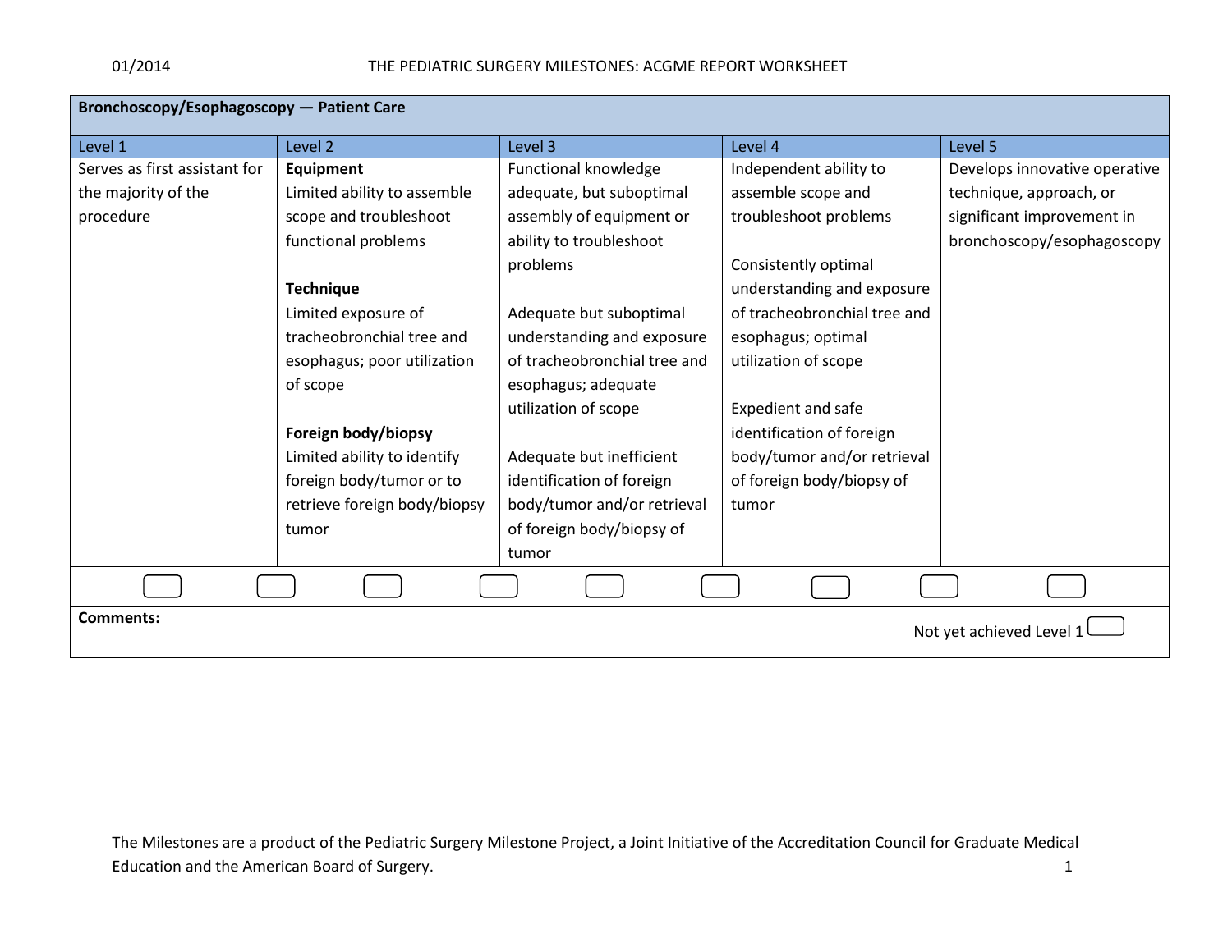| Bronchoscopy/Esophagoscopy — Patient Care | | | | |
|---|---|---|---|---|
| Level 1 | Level 2 | Level 3 | Level 4 | Level 5 |
| Serves as first assistant for the majority of the procedure | **Equipment**<br>Limited ability to assemble scope and troubleshoot functional problems<br><br>**Technique**<br>Limited exposure of tracheobronchial tree and esophagus; poor utilization of scope<br><br>**Foreign body/biopsy**<br>Limited ability to identify foreign body/tumor or to retrieve foreign body/biopsy tumor | Functional knowledge adequate, but suboptimal assembly of equipment or ability to troubleshoot problems<br><br>Adequate but suboptimal understanding and exposure of tracheobronchial tree and esophagus; adequate utilization of scope<br><br>Adequate but inefficient identification of foreign body/tumor and/or retrieval of foreign body/biopsy of tumor | Independent ability to assemble scope and troubleshoot problems<br><br>Consistently optimal understanding and exposure of tracheobronchial tree and esophagus; optimal utilization of scope<br><br>Expedient and safe identification of foreign body/tumor and/or retrieval of foreign body/biopsy of tumor | Develops innovative operative technique, approach, or significant improvement in bronchoscopy/esophagoscopy |

**Comments:**

Not yet achieved Level 1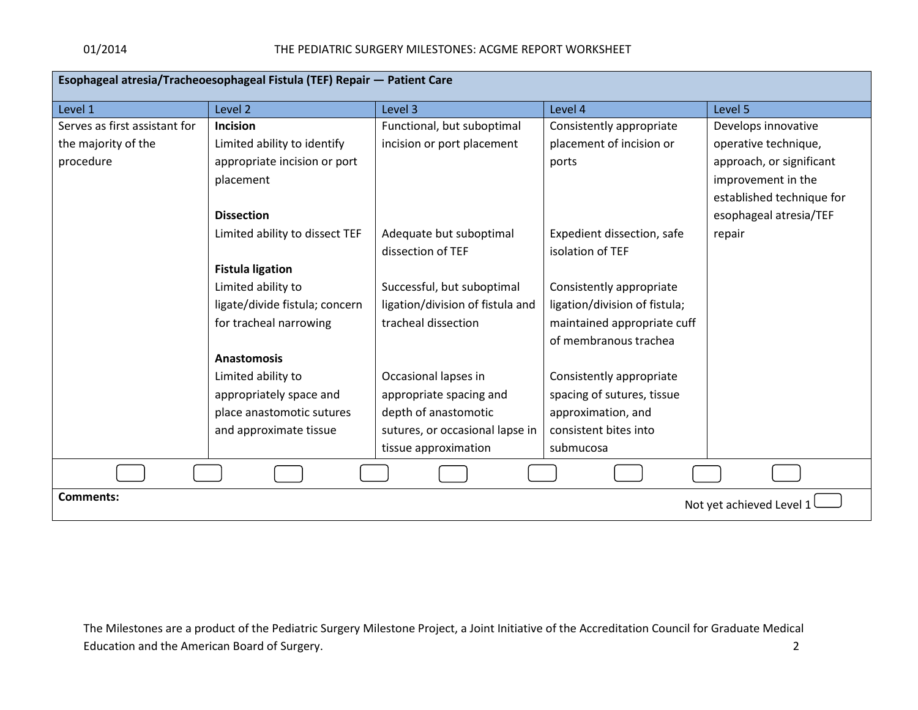| Esophageal atresia/Tracheoesophageal Fistula (TEF) Repair — Patient Care | | | | |
|---|---|---|---|---|
| Level 1 | Level 2 | Level 3 | Level 4 | Level 5 |
| Serves as first assistant for the majority of the procedure | **Incision**<br>Limited ability to identify appropriate incision or port placement | Functional, but suboptimal incision or port placement | Consistently appropriate placement of incision or ports | Develops innovative operative technique, approach, or significant improvement in the established technique for esophageal atresia/TEF repair |
| | **Dissection**<br>Limited ability to dissect TEF | Adequate but suboptimal dissection of TEF | Expedient dissection, safe isolation of TEF | |
| | **Fistula ligation**<br>Limited ability to ligate/divide fistula; concern for tracheal narrowing | Successful, but suboptimal ligation/division of fistula and tracheal dissection | Consistently appropriate ligation/division of fistula; maintained appropriate cuff of membranous trachea | |
| | **Anastomosis**<br>Limited ability to appropriately space and place anastomotic sutures and approximate tissue | Occasional lapses in appropriate spacing and depth of anastomotic sutures, or occasional lapse in tissue approximation | Consistently appropriate spacing of sutures, tissue approximation, and consistent bites into submucosa | |

**Comments:**

Not yet achieved Level 1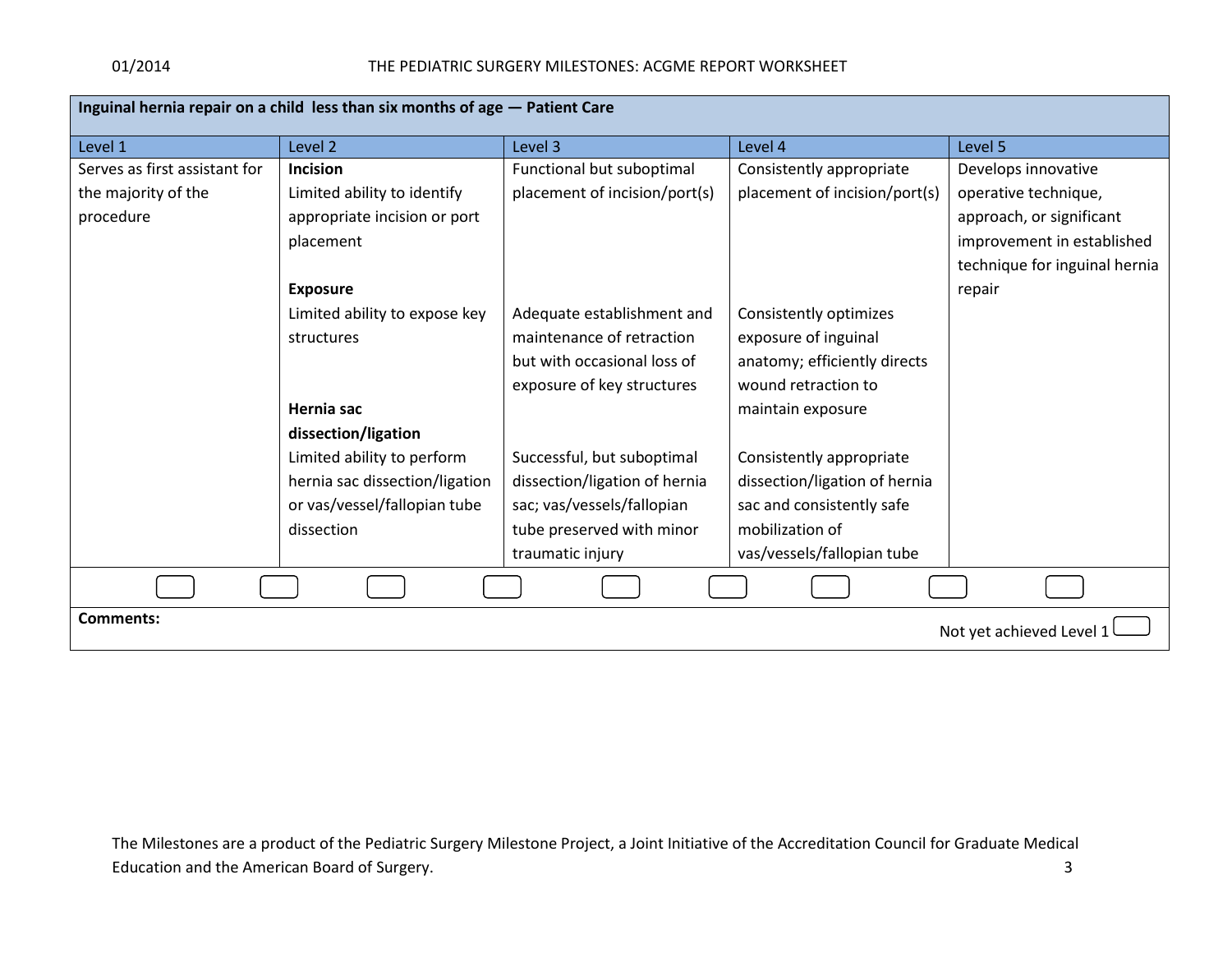| Inguinal hernia repair on a child less than six months of age — Patient Care | | | | |
|---|---|---|---|---|
| Level 1 | Level 2 | Level 3 | Level 4 | Level 5 |
| Serves as first assistant for the majority of the procedure | **Incision**<br>Limited ability to identify appropriate incision or port placement | Functional but suboptimal placement of incision/port(s) | Consistently appropriate placement of incision/port(s) | Develops innovative operative technique, approach, or significant improvement in established technique for inguinal hernia repair |
| | **Exposure**<br>Limited ability to expose key structures | Adequate establishment and maintenance of retraction but with occasional loss of exposure of key structures | Consistently optimizes exposure of inguinal anatomy; efficiently directs wound retraction to maintain exposure | |
| | **Hernia sac dissection/ligation**<br>Limited ability to perform hernia sac dissection/ligation or vas/vessel/fallopian tube dissection | Successful, but suboptimal dissection/ligation of hernia sac; vas/vessels/fallopian tube preserved with minor traumatic injury | Consistently appropriate dissection/ligation of hernia sac and consistently safe mobilization of vas/vessels/fallopian tube | |

**Comments:**

Not yet achieved Level 1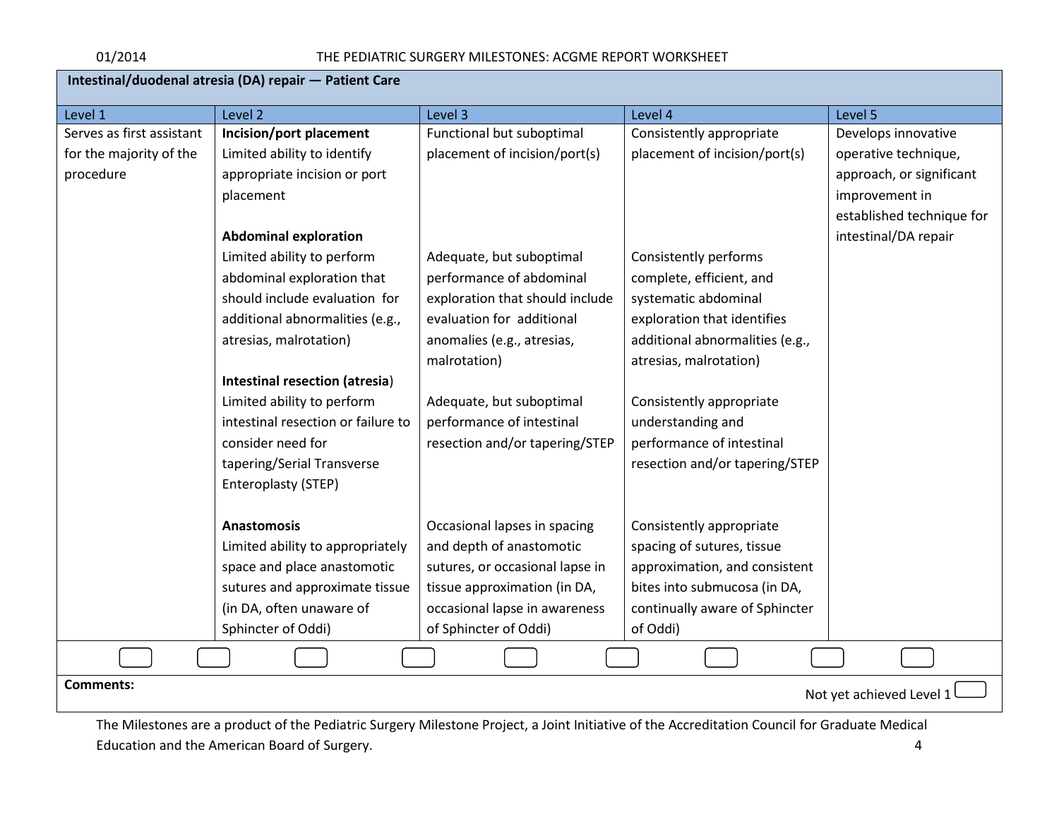## Intestinal/duodenal atresia (DA) repair — Patient Care

| Level 1 | Level 2 | Level 3 | Level 4 | Level 5 |
|---|---|---|---|---|
| Serves as first assistant for the majority of the procedure | **Incision/port placement** Limited ability to identify appropriate incision or port placement | Functional but suboptimal placement of incision/port(s) | Consistently appropriate placement of incision/port(s) | Develops innovative operative technique, approach, or significant improvement in established technique for intestinal/DA repair |
| | **Abdominal exploration** Limited ability to perform abdominal exploration that should include evaluation for additional abnormalities (e.g., atresias, malrotation) | Adequate, but suboptimal performance of abdominal exploration that should include evaluation for additional anomalies (e.g., atresias, malrotation) | Consistently performs complete, efficient, and systematic abdominal exploration that identifies additional abnormalities (e.g., atresias, malrotation) | |
| | **Intestinal resection (atresia**) Limited ability to perform intestinal resection or failure to consider need for tapering/Serial Transverse Enteroplasty (STEP) | Adequate, but suboptimal performance of intestinal resection and/or tapering/STEP | Consistently appropriate understanding and performance of intestinal resection and/or tapering/STEP | |
| | **Anastomosis** Limited ability to appropriately space and place anastomotic sutures and approximate tissue (in DA, often unaware of Sphincter of Oddi) | Occasional lapses in spacing and depth of anastomotic sutures, or occasional lapse in tissue approximation (in DA, occasional lapse in awareness of Sphincter of Oddi) | Consistently appropriate spacing of sutures, tissue approximation, and consistent bites into submucosa (in DA, continually aware of Sphincter of Oddi) | |

☐ ☐ ☐ ☐ ☐ ☐ ☐ ☐ ☐

**Comments:**

Not yet achieved Level 1 ☐

The Milestones are a product of the Pediatric Surgery Milestone Project, a Joint Initiative of the Accreditation Council for Graduate Medical Education and the American Board of Surgery.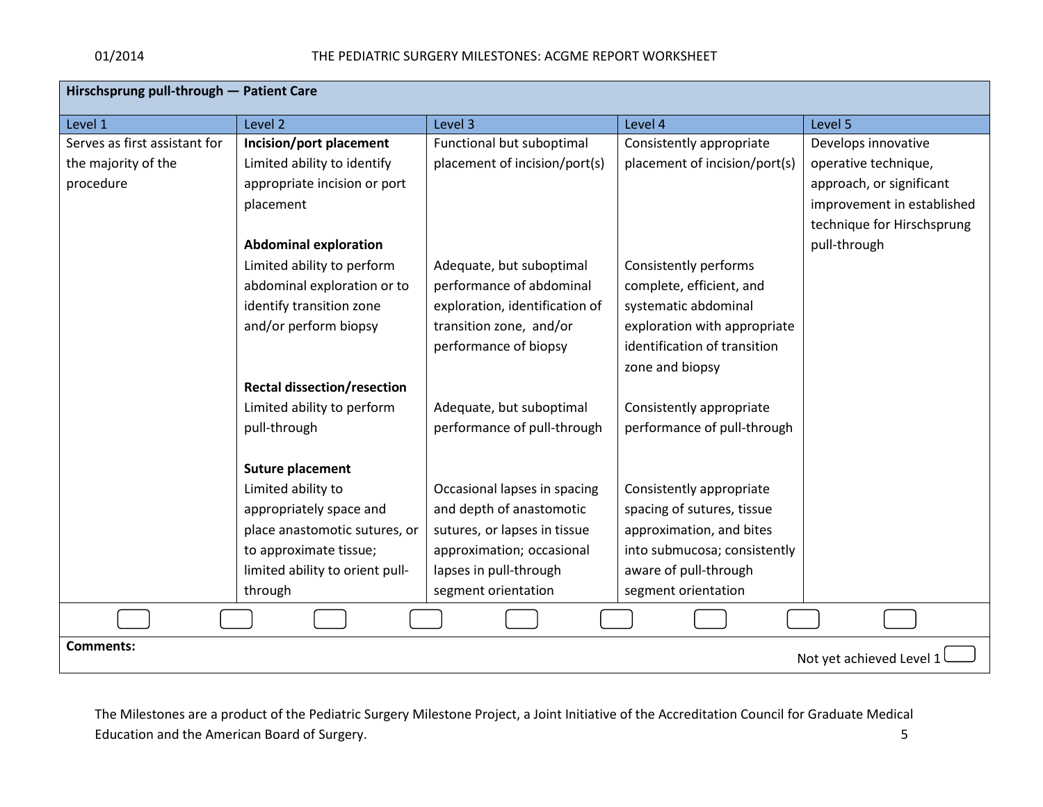| Hirschsprung pull-through — Patient Care | | | | |
|---|---|---|---|---|
| Level 1 | Level 2 | Level 3 | Level 4 | Level 5 |
| Serves as first assistant for the majority of the procedure | **Incision/port placement**<br>Limited ability to identify appropriate incision or port placement | Functional but suboptimal placement of incision/port(s) | Consistently appropriate placement of incision/port(s) | Develops innovative operative technique, approach, or significant improvement in established technique for Hirschsprung pull-through |
| | **Abdominal exploration**<br>Limited ability to perform abdominal exploration or to identify transition zone and/or perform biopsy | Adequate, but suboptimal performance of abdominal exploration, identification of transition zone, and/or performance of biopsy | Consistently performs complete, efficient, and systematic abdominal exploration with appropriate identification of transition zone and biopsy | |
| | **Rectal dissection/resection**<br>Limited ability to perform pull-through | Adequate, but suboptimal performance of pull-through | Consistently appropriate performance of pull-through | |
| | **Suture placement**<br>Limited ability to appropriately space and place anastomotic sutures, or to approximate tissue; limited ability to orient pull-through | Occasional lapses in spacing and depth of anastomotic sutures, or lapses in tissue approximation; occasional lapses in pull-through segment orientation | Consistently appropriate spacing of sutures, tissue approximation, and bites into submucosa; consistently aware of pull-through segment orientation | |

**Comments:**

Not yet achieved Level 1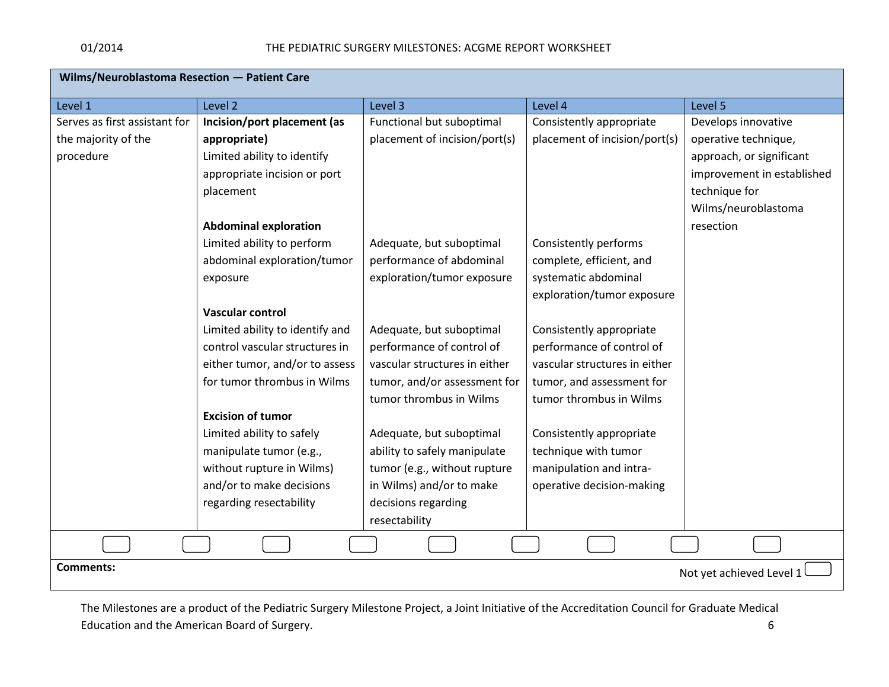## Wilms/Neuroblastoma Resection — Patient Care

| Level 1 | Level 2 | Level 3 | Level 4 | Level 5 |
|---|---|---|---|---|
| Serves as first assistant for the majority of the procedure | **Incision/port placement (as appropriate)**<br>Limited ability to identify appropriate incision or port placement | Functional but suboptimal placement of incision/port(s) | Consistently appropriate placement of incision/port(s) | Develops innovative operative technique, approach, or significant improvement in established technique for Wilms/neuroblastoma resection |
| | **Abdominal exploration**<br>Limited ability to perform abdominal exploration/tumor exposure | Adequate, but suboptimal performance of abdominal exploration/tumor exposure | Consistently performs complete, efficient, and systematic abdominal exploration/tumor exposure | |
| | **Vascular control**<br>Limited ability to identify and control vascular structures in either tumor, and/or to assess for tumor thrombus in Wilms | Adequate, but suboptimal performance of control of vascular structures in either tumor, and/or assessment for tumor thrombus in Wilms | Consistently appropriate performance of control of vascular structures in either tumor, and assessment for tumor thrombus in Wilms | |
| | **Excision of tumor**<br>Limited ability to safely manipulate tumor (e.g., without rupture in Wilms) and/or to make decisions regarding resectability | Adequate, but suboptimal ability to safely manipulate tumor (e.g., without rupture in Wilms) and/or to make decisions regarding resectability | Consistently appropriate technique with tumor manipulation and intra-operative decision-making | |

**Comments:**

Not yet achieved Level 1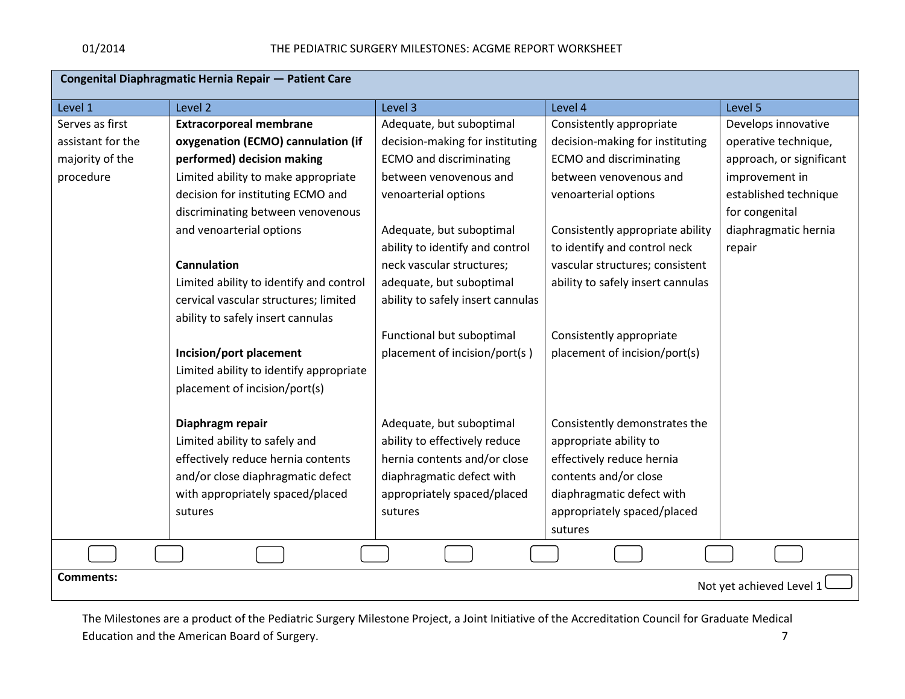| Congenital Diaphragmatic Hernia Repair — Patient Care | | | | |
|---|---|---|---|---|
| Level 1 | Level 2 | Level 3 | Level 4 | Level 5 |
| Serves as first assistant for the majority of the procedure | **Extracorporeal membrane oxygenation (ECMO) cannulation (if performed) decision making**<br>Limited ability to make appropriate decision for instituting ECMO and discriminating between venovenous and venoarterial options | Adequate, but suboptimal decision-making for instituting ECMO and discriminating between venovenous and venoarterial options | Consistently appropriate decision-making for instituting ECMO and discriminating between venovenous and venoarterial options | Develops innovative operative technique, approach, or significant improvement in established technique for congenital diaphragmatic hernia repair |
| | **Cannulation**<br>Limited ability to identify and control cervical vascular structures; limited ability to safely insert cannulas | Adequate, but suboptimal ability to identify and control neck vascular structures; adequate, but suboptimal ability to safely insert cannulas | Consistently appropriate ability to identify and control neck vascular structures; consistent ability to safely insert cannulas | |
| | **Incision/port placement**<br>Limited ability to identify appropriate placement of incision/port(s) | Functional but suboptimal placement of incision/port(s ) | Consistently appropriate placement of incision/port(s) | |
| | **Diaphragm repair**<br>Limited ability to safely and effectively reduce hernia contents and/or close diaphragmatic defect with appropriately spaced/placed sutures | Adequate, but suboptimal ability to effectively reduce hernia contents and/or close diaphragmatic defect with appropriately spaced/placed sutures | Consistently demonstrates the appropriate ability to effectively reduce hernia contents and/or close diaphragmatic defect with appropriately spaced/placed sutures | |

**Comments:**

Not yet achieved Level 1

The Milestones are a product of the Pediatric Surgery Milestone Project, a Joint Initiative of the Accreditation Council for Graduate Medical Education and the American Board of Surgery.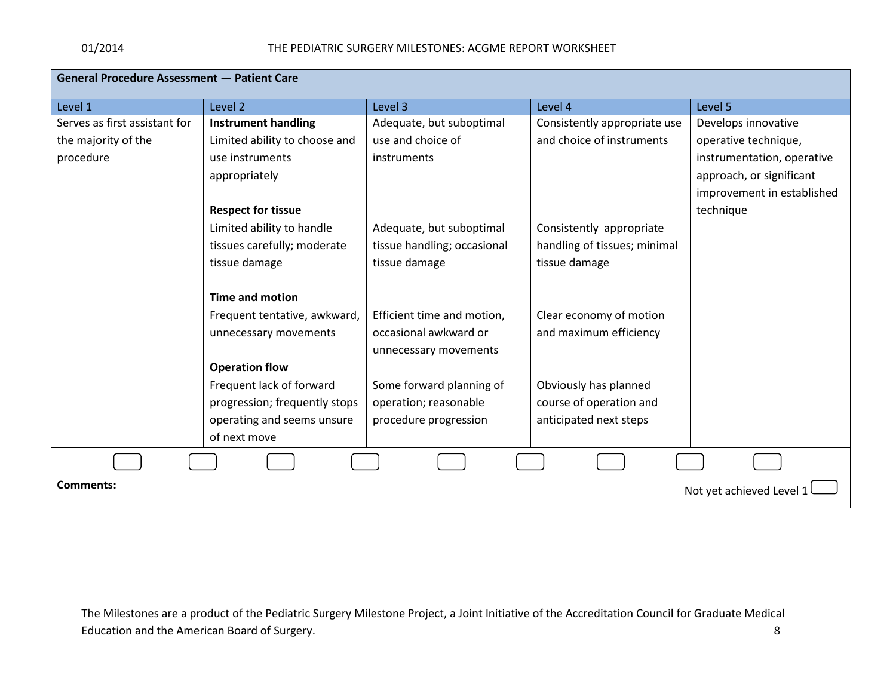| General Procedure Assessment — Patient Care | | | | |
|---|---|---|---|---|
| Level 1 | Level 2 | Level 3 | Level 4 | Level 5 |
| Serves as first assistant for the majority of the procedure | **Instrument handling**<br>Limited ability to choose and use instruments appropriately | Adequate, but suboptimal use and choice of instruments | Consistently appropriate use and choice of instruments | Develops innovative operative technique, instrumentation, operative approach, or significant improvement in established technique |
| | **Respect for tissue**<br>Limited ability to handle tissues carefully; moderate tissue damage | Adequate, but suboptimal tissue handling; occasional tissue damage | Consistently appropriate handling of tissues; minimal tissue damage | |
| | **Time and motion**<br>Frequent tentative, awkward, unnecessary movements | Efficient time and motion, occasional awkward or unnecessary movements | Clear economy of motion and maximum efficiency | |
| | **Operation flow**<br>Frequent lack of forward progression; frequently stops operating and seems unsure of next move | Some forward planning of operation; reasonable procedure progression | Obviously has planned course of operation and anticipated next steps | |

**Comments:**

Not yet achieved Level 1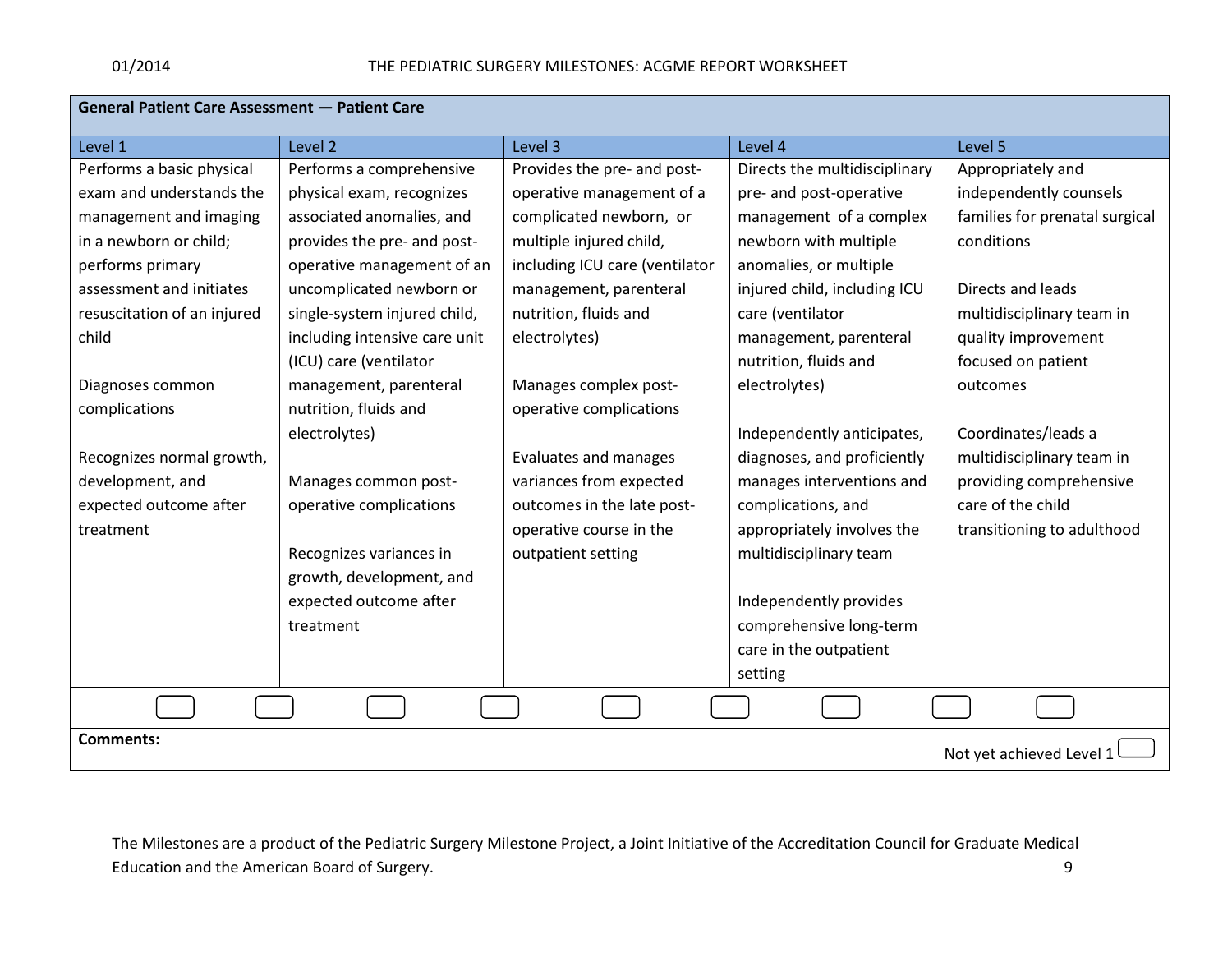| General Patient Care Assessment — Patient Care | | | | |
|---|---|---|---|---|
| Level 1 | Level 2 | Level 3 | Level 4 | Level 5 |
| Performs a basic physical exam and understands the management and imaging in a newborn or child; performs primary assessment and initiates resuscitation of an injured child<br><br>Diagnoses common complications<br><br>Recognizes normal growth, development, and expected outcome after treatment | Performs a comprehensive physical exam, recognizes associated anomalies, and provides the pre- and post-operative management of an uncomplicated newborn or single-system injured child, including intensive care unit (ICU) care (ventilator management, parenteral nutrition, fluids and electrolytes)<br><br>Manages common post-operative complications<br><br>Recognizes variances in growth, development, and expected outcome after treatment | Provides the pre- and post-operative management of a complicated newborn, or multiple injured child, including ICU care (ventilator management, parenteral nutrition, fluids and electrolytes)<br><br>Manages complex post-operative complications<br><br>Evaluates and manages variances from expected outcomes in the late post-operative course in the outpatient setting | Directs the multidisciplinary pre- and post-operative management of a complex newborn with multiple anomalies, or multiple injured child, including ICU care (ventilator management, parenteral nutrition, fluids and electrolytes)<br><br>Independently anticipates, diagnoses, and proficiently manages interventions and complications, and appropriately involves the multidisciplinary team<br><br>Independently provides comprehensive long-term care in the outpatient setting | Appropriately and independently counsels families for prenatal surgical conditions<br><br>Directs and leads multidisciplinary team in quality improvement focused on patient outcomes<br><br>Coordinates/leads a multidisciplinary team in providing comprehensive care of the child transitioning to adulthood |

**Comments:**

Not yet achieved Level 1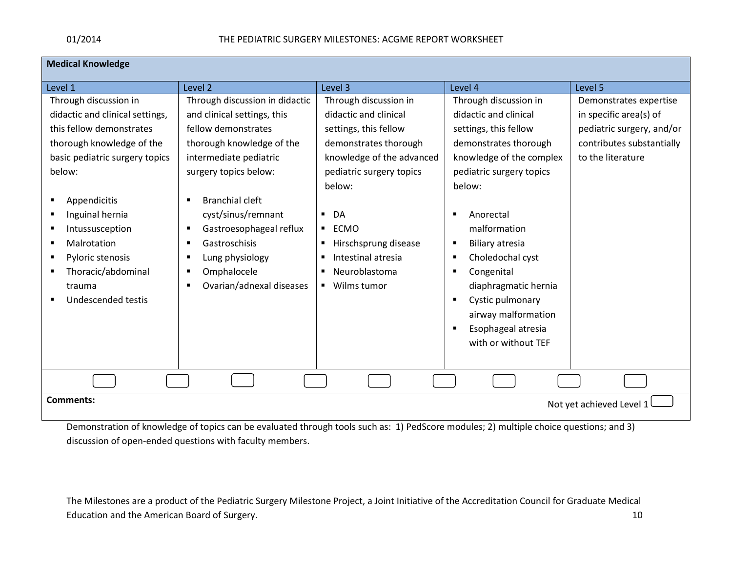| Medical Knowledge | | | | |
|---|---|---|---|---|
| **Level 1** | **Level 2** | **Level 3** | **Level 4** | **Level 5** |
| Through discussion in didactic and clinical settings, this fellow demonstrates thorough knowledge of the basic pediatric surgery topics below:<br><br>▪ Appendicitis<br>▪ Inguinal hernia<br>▪ Intussusception<br>▪ Malrotation<br>▪ Pyloric stenosis<br>▪ Thoracic/abdominal trauma<br>▪ Undescended testis | Through discussion in didactic and clinical settings, this fellow demonstrates thorough knowledge of the intermediate pediatric surgery topics below:<br><br>▪ Branchial cleft cyst/sinus/remnant<br>▪ Gastroesophageal reflux<br>▪ Gastroschisis<br>▪ Lung physiology<br>▪ Omphalocele<br>▪ Ovarian/adnexal diseases | Through discussion in didactic and clinical settings, this fellow demonstrates thorough knowledge of the advanced pediatric surgery topics below:<br><br>▪ DA<br>▪ ECMO<br>▪ Hirschsprung disease<br>▪ Intestinal atresia<br>▪ Neuroblastoma<br>▪ Wilms tumor | Through discussion in didactic and clinical settings, this fellow demonstrates thorough knowledge of the complex pediatric surgery topics below:<br><br>▪ Anorectal malformation<br>▪ Biliary atresia<br>▪ Choledochal cyst<br>▪ Congenital diaphragmatic hernia<br>▪ Cystic pulmonary airway malformation<br>▪ Esophageal atresia with or without TEF | Demonstrates expertise in specific area(s) of pediatric surgery, and/or contributes substantially to the literature |

**Comments:**

Not yet achieved Level 1

Demonstration of knowledge of topics can be evaluated through tools such as: 1) PedScore modules; 2) multiple choice questions; and 3) discussion of open-ended questions with faculty members.

The Milestones are a product of the Pediatric Surgery Milestone Project, a Joint Initiative of the Accreditation Council for Graduate Medical Education and the American Board of Surgery.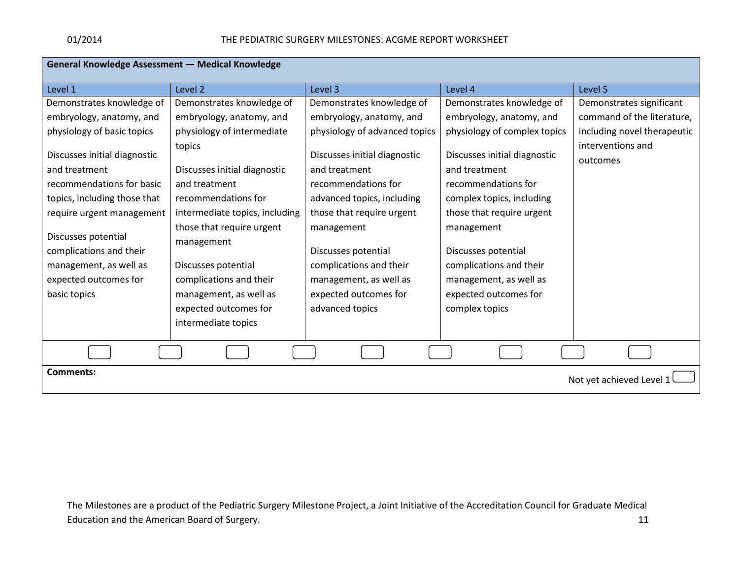| General Knowledge Assessment — Medical Knowledge | | | | |
|---|---|---|---|---|
| **Level 1** | **Level 2** | **Level 3** | **Level 4** | **Level 5** |
| Demonstrates knowledge of embryology, anatomy, and physiology of basic topics<br><br>Discusses initial diagnostic and treatment recommendations for basic topics, including those that require urgent management<br><br>Discusses potential complications and their management, as well as expected outcomes for basic topics | Demonstrates knowledge of embryology, anatomy, and physiology of intermediate topics<br><br>Discusses initial diagnostic and treatment recommendations for intermediate topics, including those that require urgent management<br><br>Discusses potential complications and their management, as well as expected outcomes for intermediate topics | Demonstrates knowledge of embryology, anatomy, and physiology of advanced topics<br><br>Discusses initial diagnostic and treatment recommendations for advanced topics, including those that require urgent management<br><br>Discusses potential complications and their management, as well as expected outcomes for advanced topics | Demonstrates knowledge of embryology, anatomy, and physiology of complex topics<br><br>Discusses initial diagnostic and treatment recommendations for complex topics, including those that require urgent management<br><br>Discusses potential complications and their management, as well as expected outcomes for complex topics | Demonstrates significant command of the literature, including novel therapeutic interventions and outcomes |

**Comments:**

Not yet achieved Level 1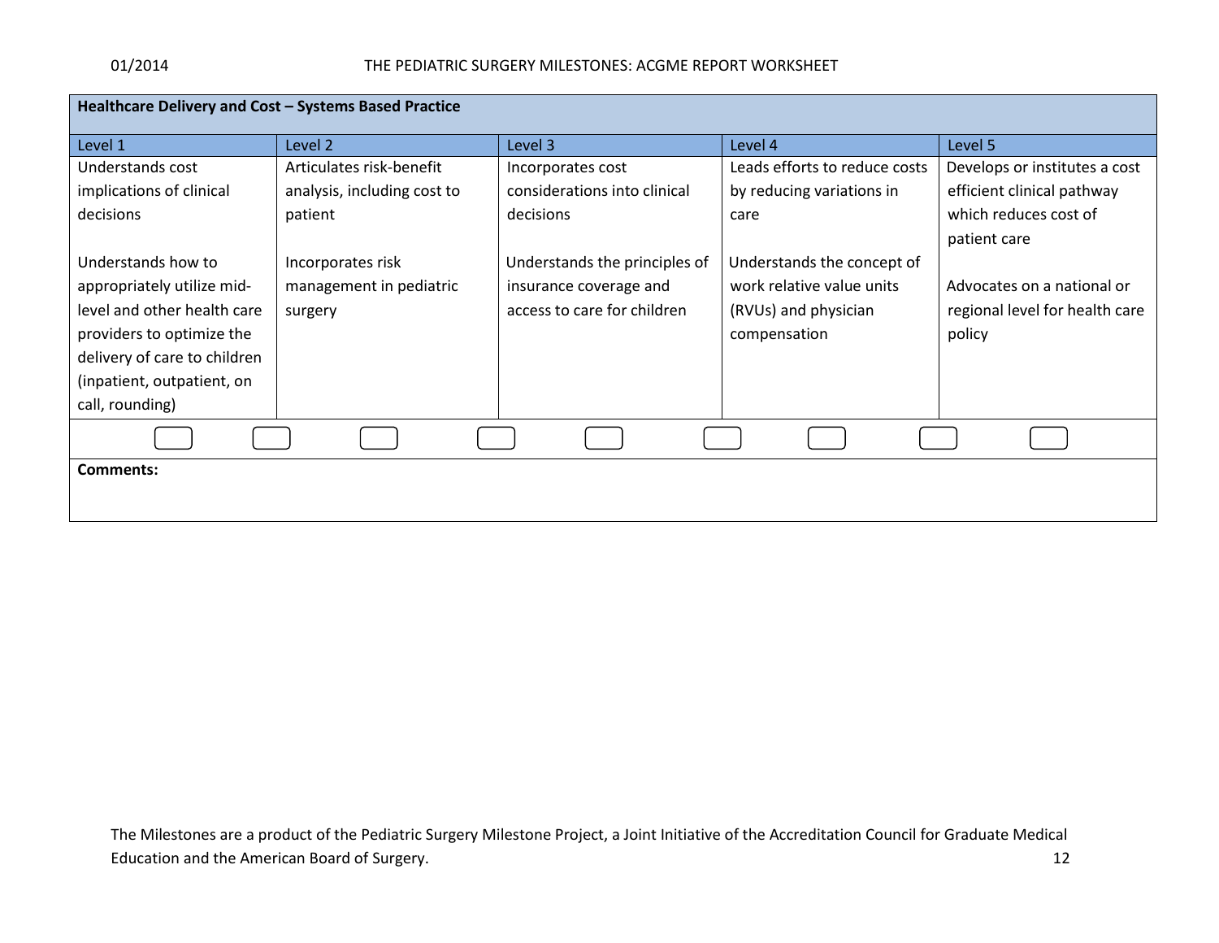| Healthcare Delivery and Cost – Systems Based Practice | | | | |
|---|---|---|---|---|
| Level 1 | Level 2 | Level 3 | Level 4 | Level 5 |
| Understands cost implications of clinical decisions<br><br>Understands how to appropriately utilize mid-level and other health care providers to optimize the delivery of care to children (inpatient, outpatient, on call, rounding) | Articulates risk-benefit analysis, including cost to patient<br><br>Incorporates risk management in pediatric surgery | Incorporates cost considerations into clinical decisions<br><br>Understands the principles of insurance coverage and access to care for children | Leads efforts to reduce costs by reducing variations in care<br><br>Understands the concept of work relative value units (RVUs) and physician compensation | Develops or institutes a cost efficient clinical pathway which reduces cost of patient care<br><br>Advocates on a national or regional level for health care policy |

**Comments:**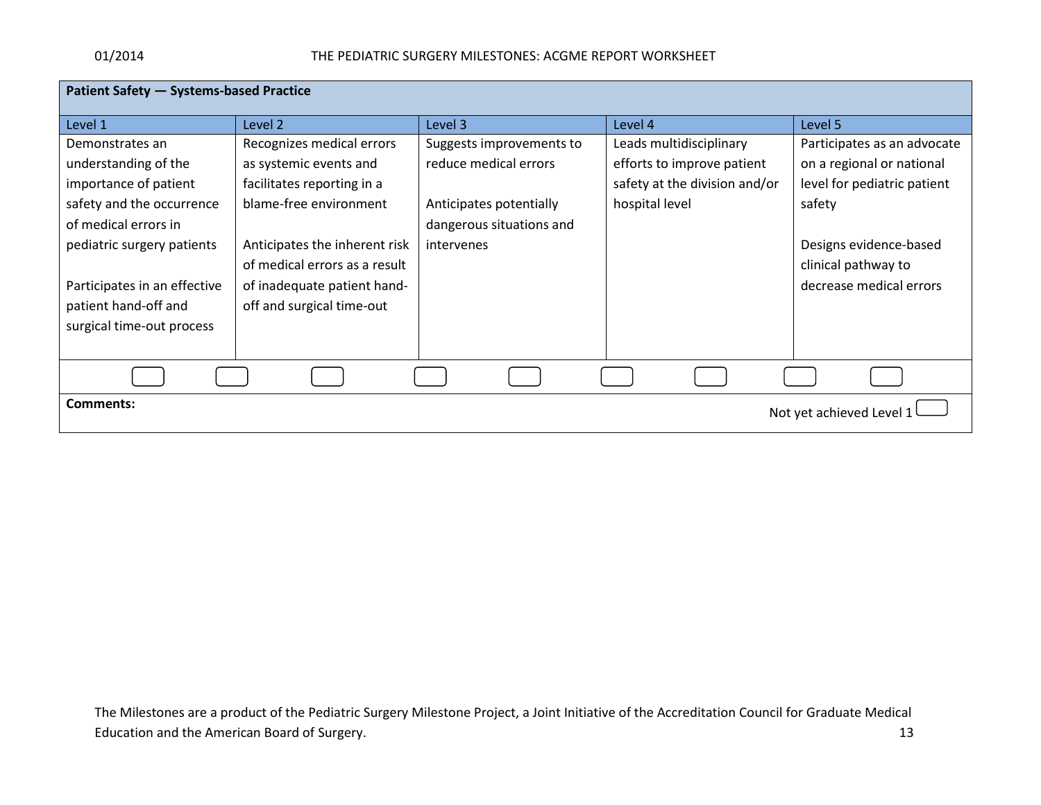| Patient Safety — Systems-based Practice | | | | |
|---|---|---|---|---|
| Level 1 | Level 2 | Level 3 | Level 4 | Level 5 |
| Demonstrates an understanding of the importance of patient safety and the occurrence of medical errors in pediatric surgery patients<br><br>Participates in an effective patient hand-off and surgical time-out process | Recognizes medical errors as systemic events and facilitates reporting in a blame-free environment<br><br>Anticipates the inherent risk of medical errors as a result of inadequate patient hand-off and surgical time-out | Suggests improvements to reduce medical errors<br><br>Anticipates potentially dangerous situations and intervenes | Leads multidisciplinary efforts to improve patient safety at the division and/or hospital level | Participates as an advocate on a regional or national level for pediatric patient safety<br><br>Designs evidence-based clinical pathway to decrease medical errors |

**Comments:**

Not yet achieved Level 1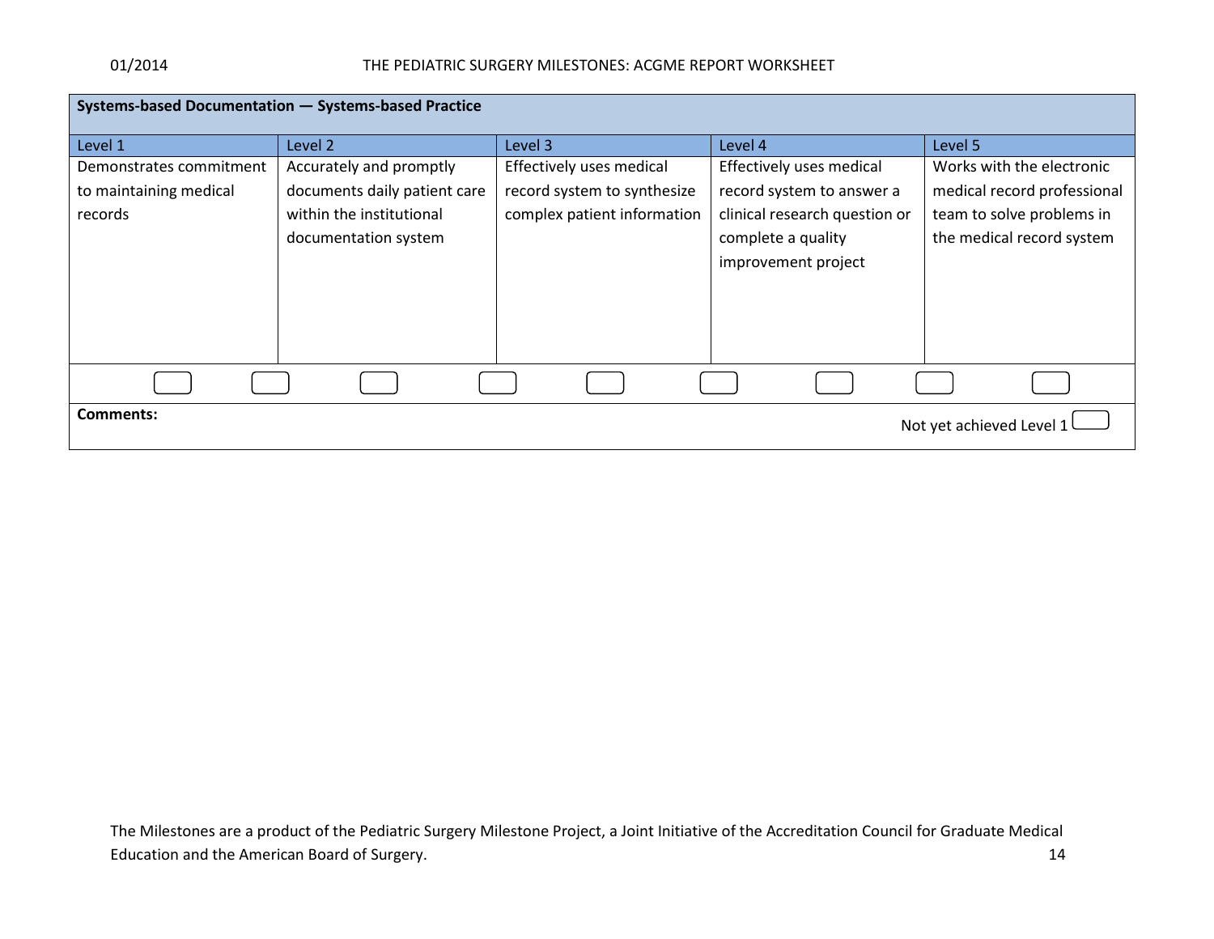| Systems-based Documentation — Systems-based Practice | | | | |
|---|---|---|---|---|
| Level 1 | Level 2 | Level 3 | Level 4 | Level 5 |
| Demonstrates commitment to maintaining medical records | Accurately and promptly documents daily patient care within the institutional documentation system | Effectively uses medical record system to synthesize complex patient information | Effectively uses medical record system to answer a clinical research question or complete a quality improvement project | Works with the electronic medical record professional team to solve problems in the medical record system |

**Comments:**

Not yet achieved Level 1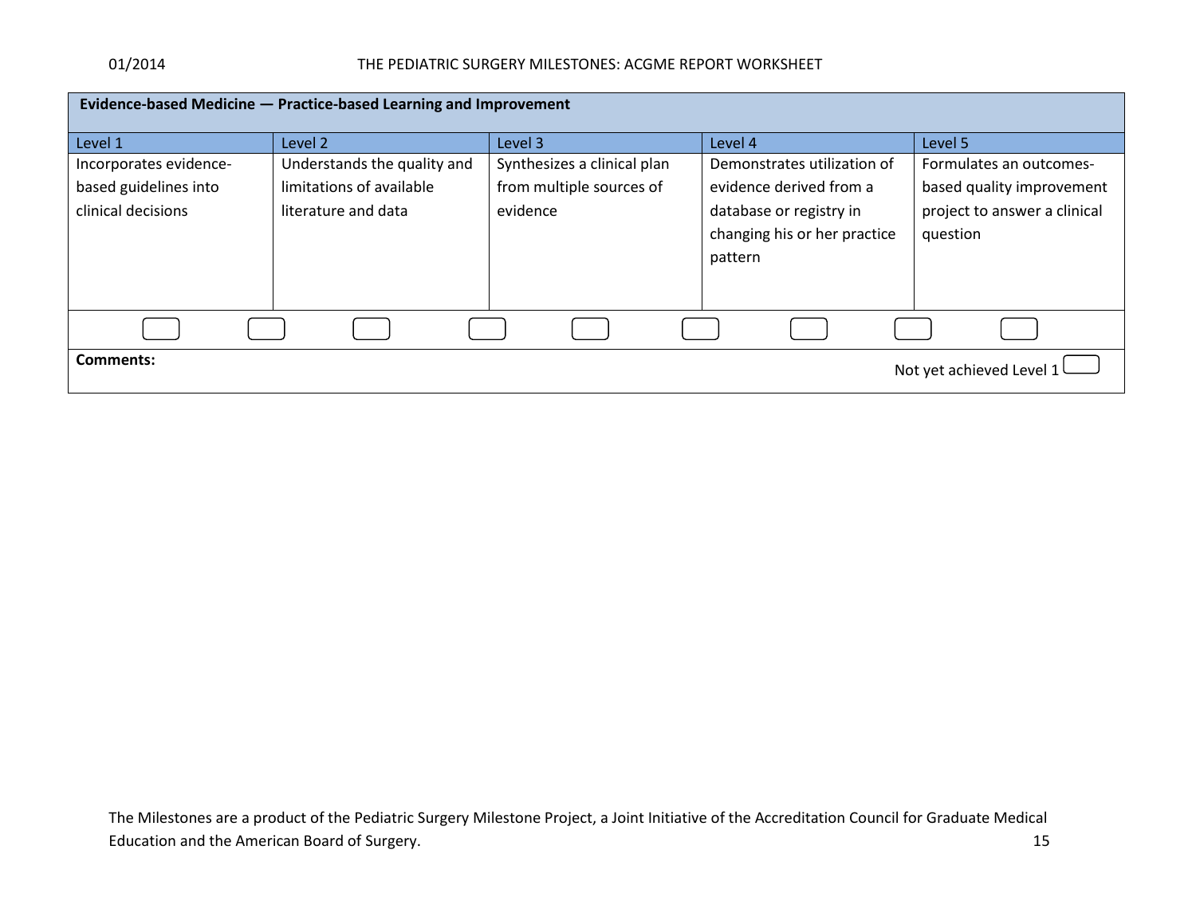| Evidence-based Medicine — Practice-based Learning and Improvement | | | | |
|---|---|---|---|---|
| Level 1 | Level 2 | Level 3 | Level 4 | Level 5 |
| Incorporates evidence-based guidelines into clinical decisions | Understands the quality and limitations of available literature and data | Synthesizes a clinical plan from multiple sources of evidence | Demonstrates utilization of evidence derived from a database or registry in changing his or her practice pattern | Formulates an outcomes-based quality improvement project to answer a clinical question |

**Comments:**

Not yet achieved Level 1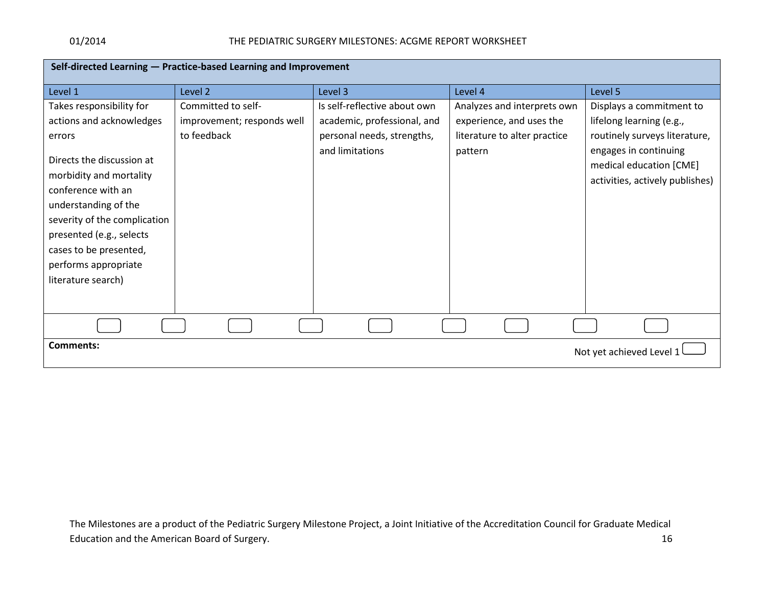| Self-directed Learning — Practice-based Learning and Improvement | | | | |
|---|---|---|---|---|
| Level 1 | Level 2 | Level 3 | Level 4 | Level 5 |
| Takes responsibility for actions and acknowledges errors<br><br>Directs the discussion at morbidity and mortality conference with an understanding of the severity of the complication presented (e.g., selects cases to be presented, performs appropriate literature search) | Committed to self-improvement; responds well to feedback | Is self-reflective about own academic, professional, and personal needs, strengths, and limitations | Analyzes and interprets own experience, and uses the literature to alter practice pattern | Displays a commitment to lifelong learning (e.g., routinely surveys literature, engages in continuing medical education [CME] activities, actively publishes) |

**Comments:**

Not yet achieved Level 1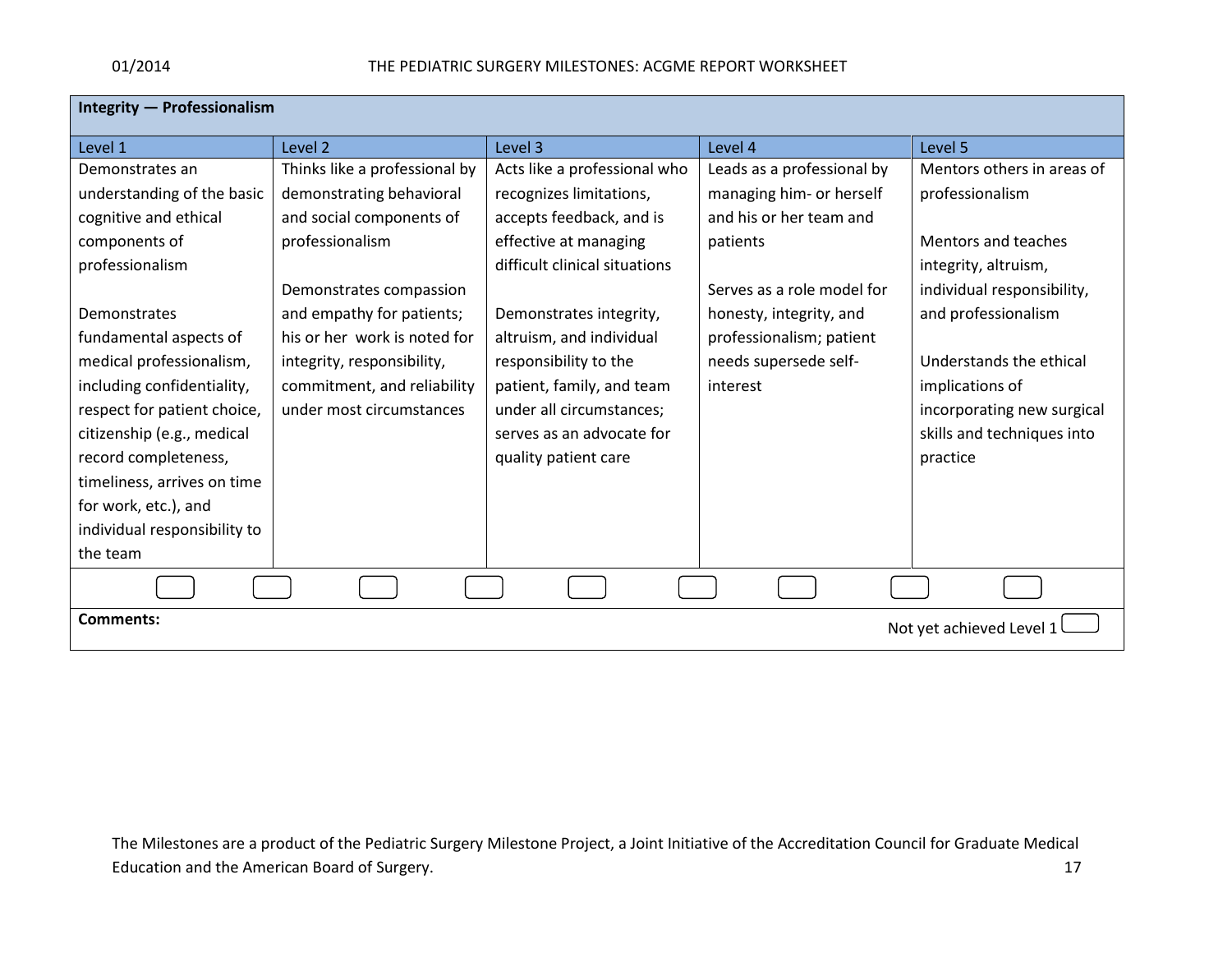| Integrity — Professionalism | | | | |
|---|---|---|---|---|
| Level 1 | Level 2 | Level 3 | Level 4 | Level 5 |
| Demonstrates an understanding of the basic cognitive and ethical components of professionalism<br><br>Demonstrates fundamental aspects of medical professionalism, including confidentiality, respect for patient choice, citizenship (e.g., medical record completeness, timeliness, arrives on time for work, etc.), and individual responsibility to the team | Thinks like a professional by demonstrating behavioral and social components of professionalism<br><br>Demonstrates compassion and empathy for patients; his or her work is noted for integrity, responsibility, commitment, and reliability under most circumstances | Acts like a professional who recognizes limitations, accepts feedback, and is effective at managing difficult clinical situations<br><br>Demonstrates integrity, altruism, and individual responsibility to the patient, family, and team under all circumstances; serves as an advocate for quality patient care | Leads as a professional by managing him- or herself and his or her team and patients<br><br>Serves as a role model for honesty, integrity, and professionalism; patient needs supersede self-interest | Mentors others in areas of professionalism<br><br>Mentors and teaches integrity, altruism, individual responsibility, and professionalism<br><br>Understands the ethical implications of incorporating new surgical skills and techniques into practice |

Comments:

Not yet achieved Level 1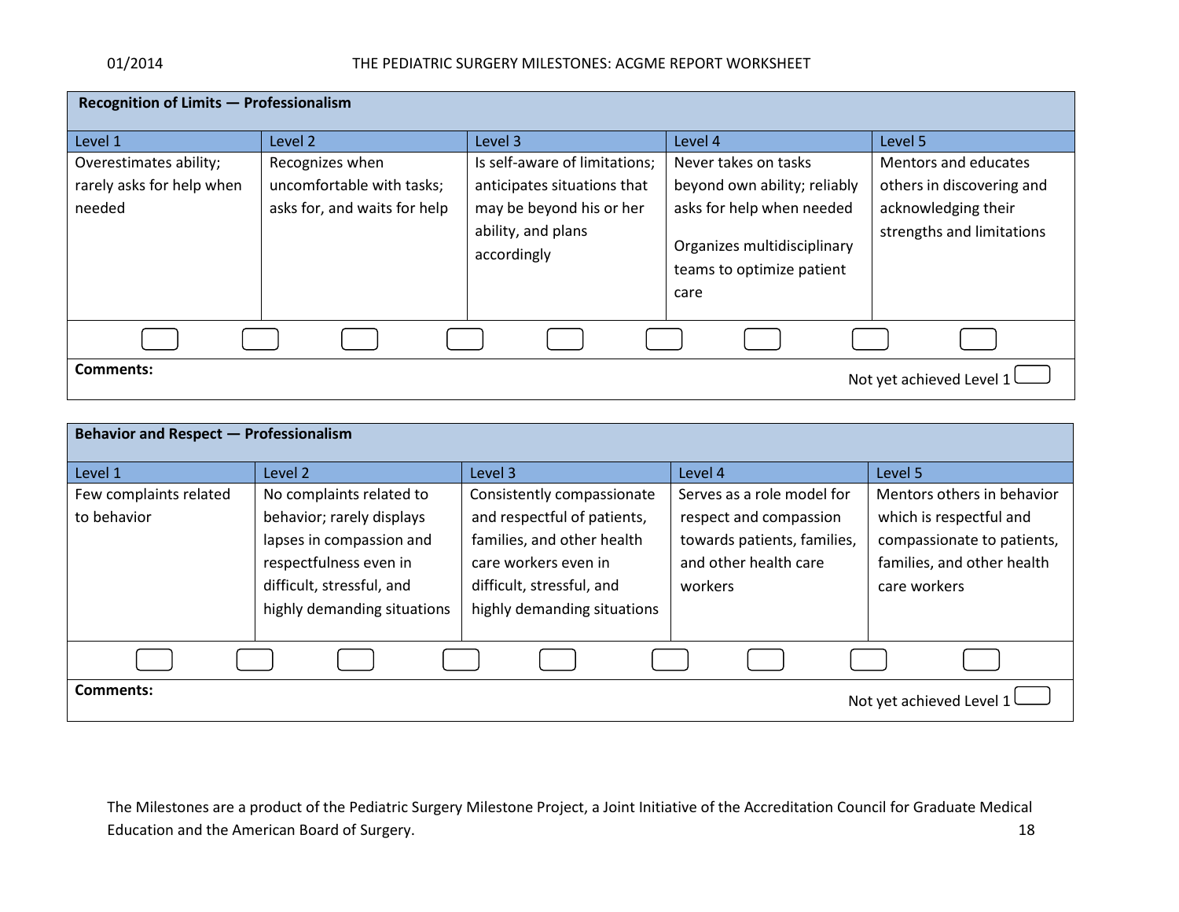## Recognition of Limits — Professionalism

| Level 1 | Level 2 | Level 3 | Level 4 | Level 5 |
|---|---|---|---|---|
| Overestimates ability; rarely asks for help when needed | Recognizes when uncomfortable with tasks; asks for, and waits for help | Is self-aware of limitations; anticipates situations that may be beyond his or her ability, and plans accordingly | Never takes on tasks beyond own ability; reliably asks for help when needed<br><br>Organizes multidisciplinary teams to optimize patient care | Mentors and educates others in discovering and acknowledging their strengths and limitations |

**Comments:**

Not yet achieved Level 1

## Behavior and Respect — Professionalism

| Level 1 | Level 2 | Level 3 | Level 4 | Level 5 |
|---|---|---|---|---|
| Few complaints related to behavior | No complaints related to behavior; rarely displays lapses in compassion and respectfulness even in difficult, stressful, and highly demanding situations | Consistently compassionate and respectful of patients, families, and other health care workers even in difficult, stressful, and highly demanding situations | Serves as a role model for respect and compassion towards patients, families, and other health care workers | Mentors others in behavior which is respectful and compassionate to patients, families, and other health care workers |

**Comments:**

Not yet achieved Level 1

The Milestones are a product of the Pediatric Surgery Milestone Project, a Joint Initiative of the Accreditation Council for Graduate Medical Education and the American Board of Surgery.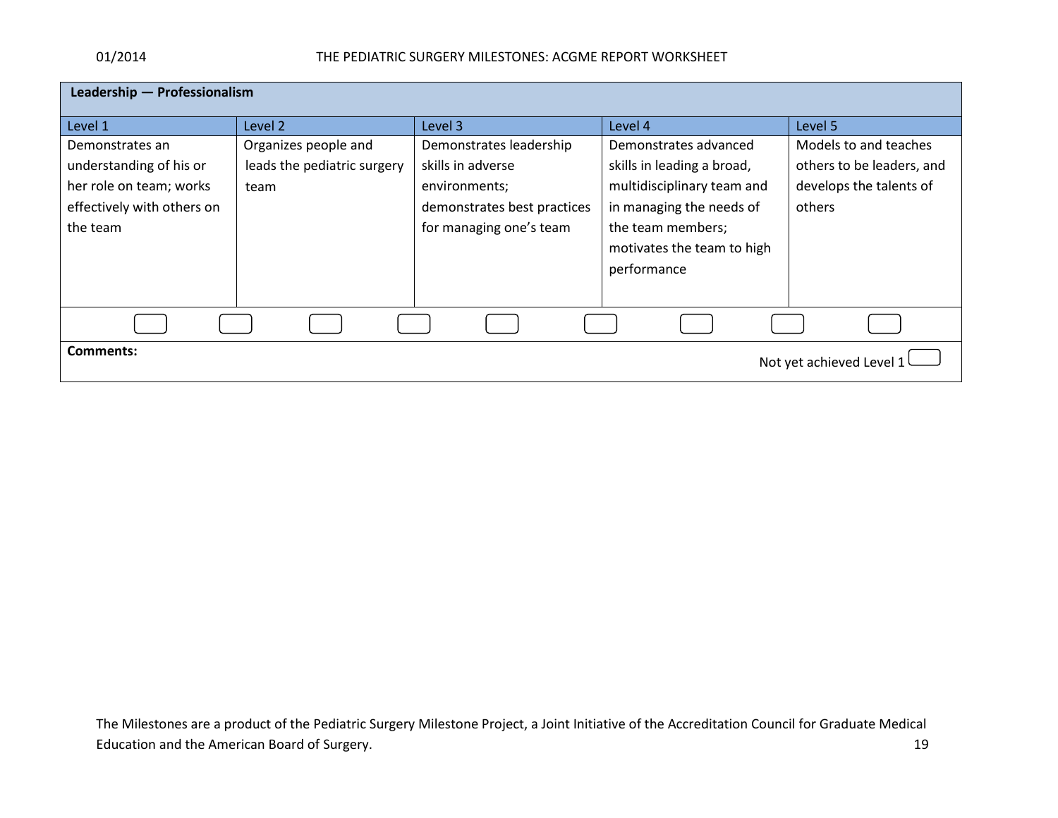| Leadership — Professionalism | | | | |
|---|---|---|---|---|
| Level 1 | Level 2 | Level 3 | Level 4 | Level 5 |
| Demonstrates an understanding of his or her role on team; works effectively with others on the team | Organizes people and leads the pediatric surgery team | Demonstrates leadership skills in adverse environments; demonstrates best practices for managing one's team | Demonstrates advanced skills in leading a broad, multidisciplinary team and in managing the needs of the team members; motivates the team to high performance | Models to and teaches others to be leaders, and develops the talents of others |

**Comments:**

Not yet achieved Level 1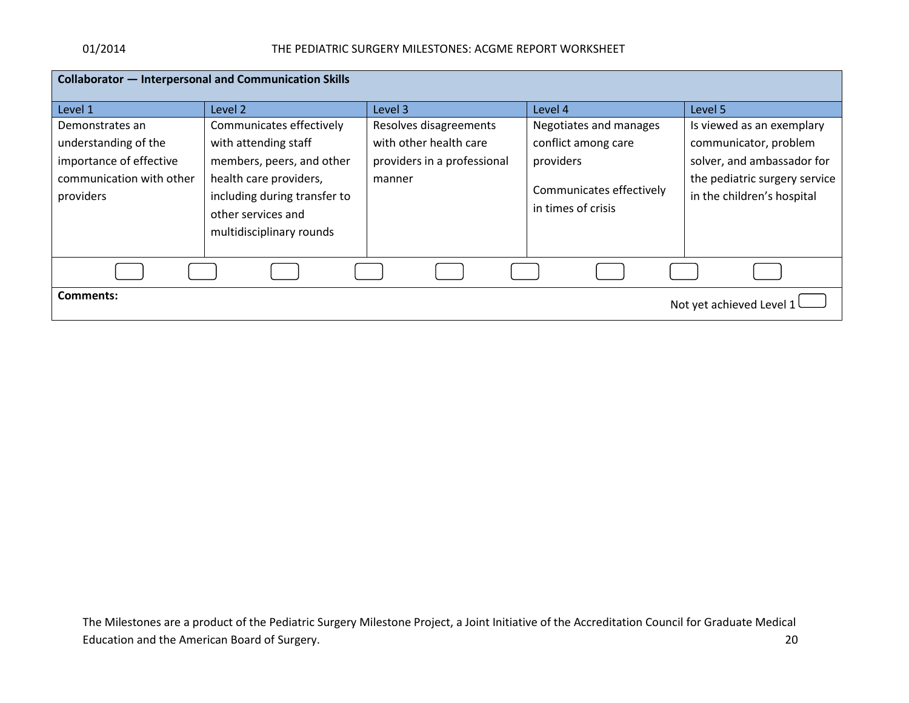| Collaborator — Interpersonal and Communication Skills | | | | |
|---|---|---|---|---|
| Level 1 | Level 2 | Level 3 | Level 4 | Level 5 |
| Demonstrates an understanding of the importance of effective communication with other providers | Communicates effectively with attending staff members, peers, and other health care providers, including during transfer to other services and multidisciplinary rounds | Resolves disagreements with other health care providers in a professional manner | Negotiates and manages conflict among care providers<br><br>Communicates effectively in times of crisis | Is viewed as an exemplary communicator, problem solver, and ambassador for the pediatric surgery service in the children's hospital |

**Comments:**

Not yet achieved Level 1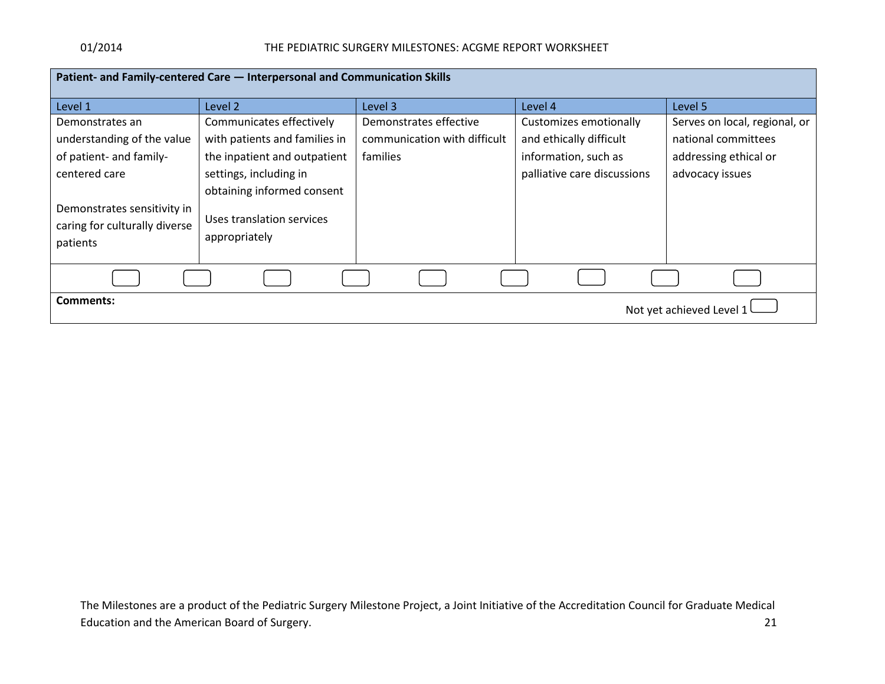| Patient- and Family-centered Care — Interpersonal and Communication Skills | | | | |
|---|---|---|---|---|
| Level 1 | Level 2 | Level 3 | Level 4 | Level 5 |
| Demonstrates an understanding of the value of patient- and family-centered care<br><br>Demonstrates sensitivity in caring for culturally diverse patients | Communicates effectively with patients and families in the inpatient and outpatient settings, including in obtaining informed consent<br><br>Uses translation services appropriately | Demonstrates effective communication with difficult families | Customizes emotionally and ethically difficult information, such as palliative care discussions | Serves on local, regional, or national committees addressing ethical or advocacy issues |

**Comments:**

Not yet achieved Level 1

The Milestones are a product of the Pediatric Surgery Milestone Project, a Joint Initiative of the Accreditation Council for Graduate Medical Education and the American Board of Surgery.